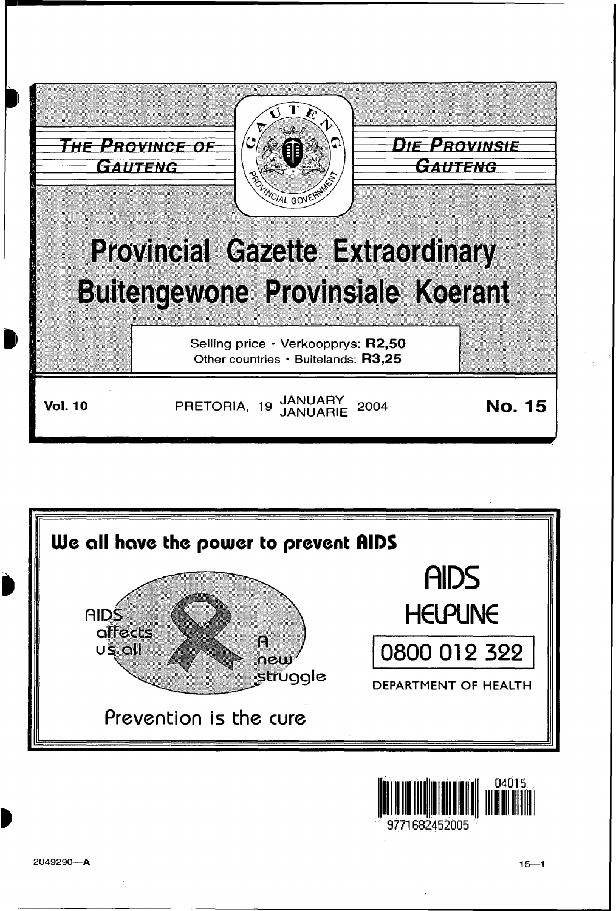THE PROVINCE OF GAUTENG

DIE PROVINSIE GAUTENG

# Provincial Gazette Extraordinary
# Buitengewone Provinsiale Koerant

Selling price · Verkoopprys: **R2,50**
Other countries · Buitelands: **R3,25**

**Vol. 10** PRETORIA, 19 JANUARY JANUARIE 2004 **No. 15**

**We all have the power to prevent AIDS**

AIDS affects us all

A new struggle

Prevention is the cure

AIDS HELPLINE

0800 012 322

DEPARTMENT OF HEALTH

9771682452005 04015

2049290—A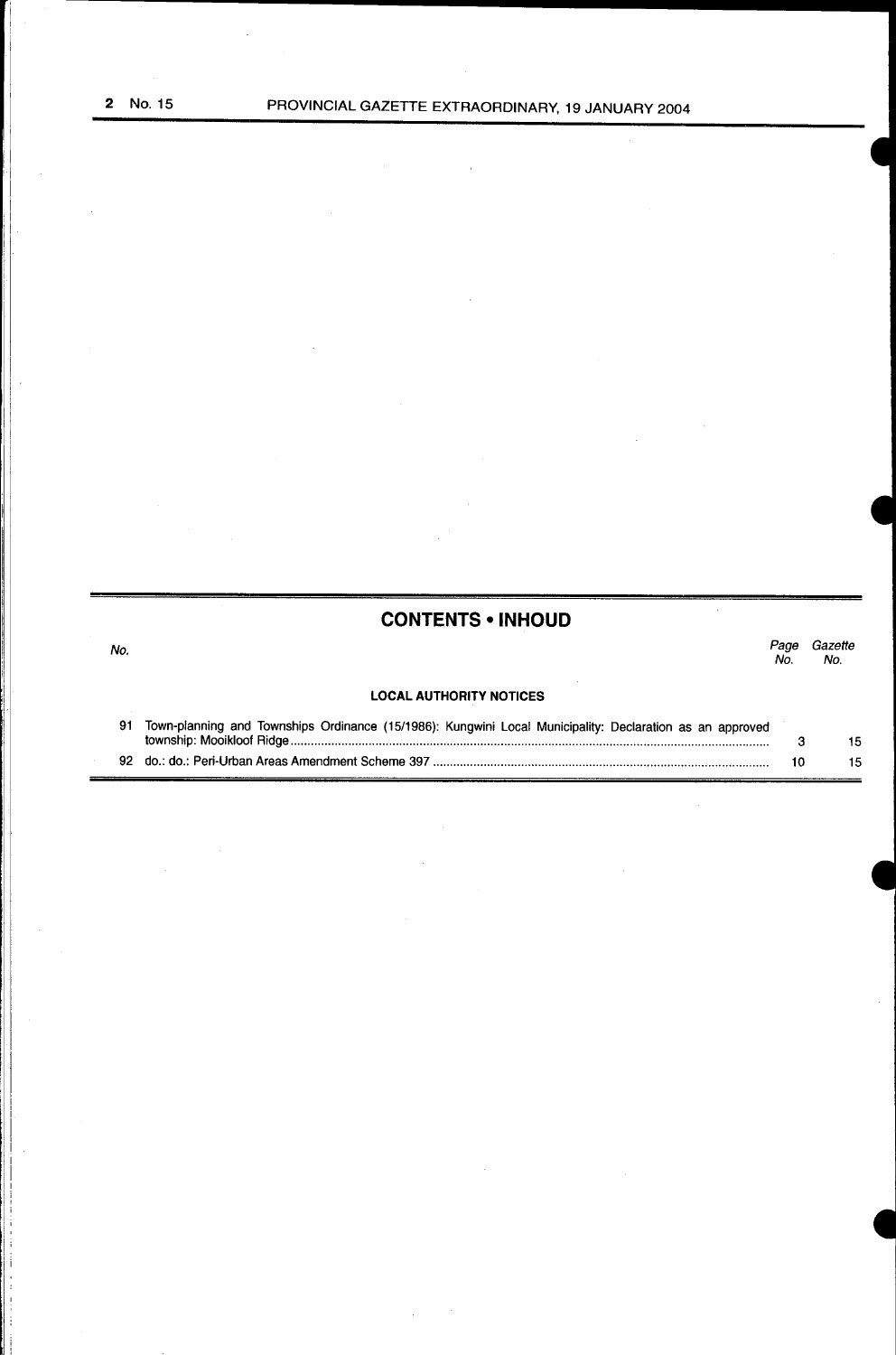## CONTENTS • INHOUD

| No. | | Page No. | Gazette No. |
|---|---|---|---|
| | **LOCAL AUTHORITY NOTICES** | | |
| 91 | Town-planning and Townships Ordinance (15/1986): Kungwini Local Municipality: Declaration as an approved township: Mooikloof Ridge | 3 | 15 |
| 92 | do.: do.: Peri-Urban Areas Amendment Scheme 397 | 10 | 15 |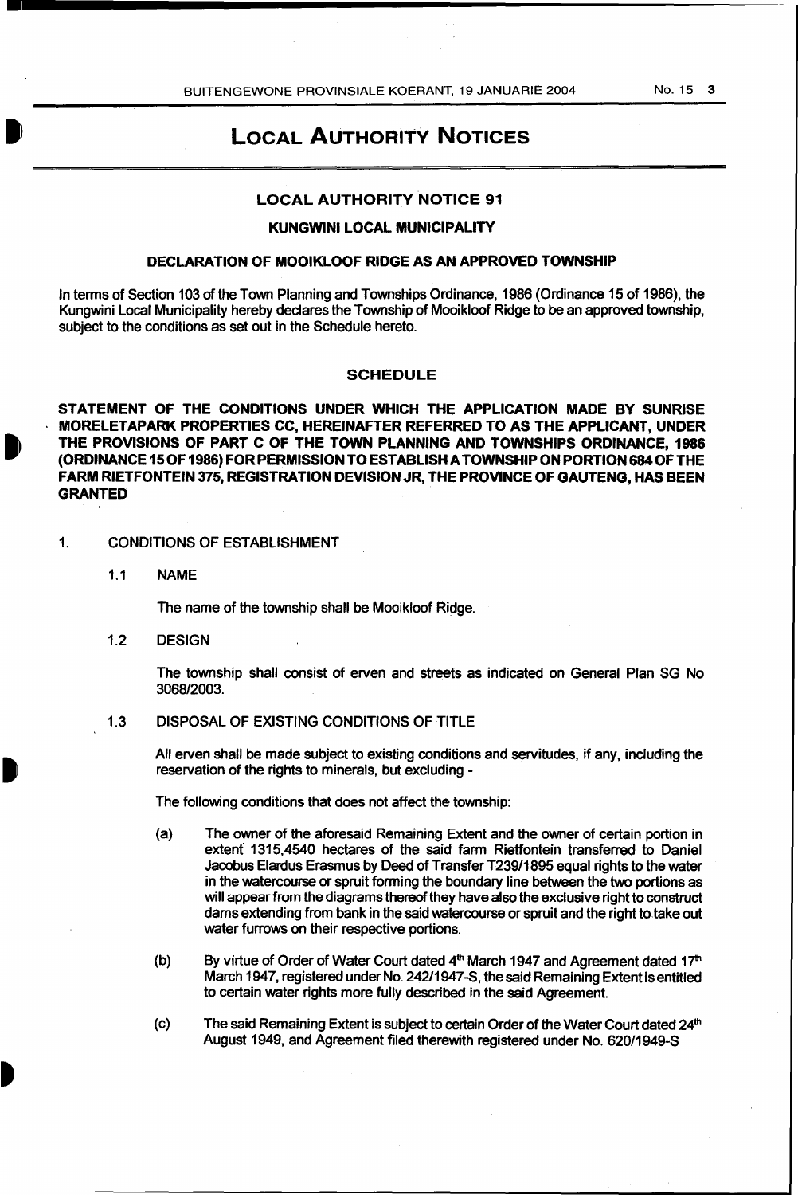# LOCAL AUTHORITY NOTICES

## LOCAL AUTHORITY NOTICE 91

### KUNGWINI LOCAL MUNICIPALITY

### DECLARATION OF MOOIKLOOF RIDGE AS AN APPROVED TOWNSHIP

In terms of Section 103 of the Town Planning and Townships Ordinance, 1986 (Ordinance 15 of 1986), the Kungwini Local Municipality hereby declares the Township of Mooikloof Ridge to be an approved township, subject to the conditions as set out in the Schedule hereto.

### SCHEDULE

**STATEMENT OF THE CONDITIONS UNDER WHICH THE APPLICATION MADE BY SUNRISE MORELETAPARK PROPERTIES CC, HEREINAFTER REFERRED TO AS THE APPLICANT, UNDER THE PROVISIONS OF PART C OF THE TOWN PLANNING AND TOWNSHIPS ORDINANCE, 1986 (ORDINANCE 15 OF 1986) FOR PERMISSION TO ESTABLISH A TOWNSHIP ON PORTION 684 OF THE FARM RIETFONTEIN 375, REGISTRATION DEVISION JR, THE PROVINCE OF GAUTENG, HAS BEEN GRANTED**

1. CONDITIONS OF ESTABLISHMENT

   1.1 NAME

   The name of the township shall be Mooikloof Ridge.

   1.2 DESIGN

   The township shall consist of erven and streets as indicated on General Plan SG No 3068/2003.

   1.3 DISPOSAL OF EXISTING CONDITIONS OF TITLE

   All erven shall be made subject to existing conditions and servitudes, if any, including the reservation of the rights to minerals, but excluding -

   The following conditions that does not affect the township:

   (a) The owner of the aforesaid Remaining Extent and the owner of certain portion in extent 1315,4540 hectares of the said farm Rietfontein transferred to Daniel Jacobus Elardus Erasmus by Deed of Transfer T239/1895 equal rights to the water in the watercourse or spruit forming the boundary line between the two portions as will appear from the diagrams thereof they have also the exclusive right to construct dams extending from bank in the said watercourse or spruit and the right to take out water furrows on their respective portions.

   (b) By virtue of Order of Water Court dated 4th March 1947 and Agreement dated 17th March 1947, registered under No. 242/1947-S, the said Remaining Extent is entitled to certain water rights more fully described in the said Agreement.

   (c) The said Remaining Extent is subject to certain Order of the Water Court dated 24th August 1949, and Agreement filed therewith registered under No. 620/1949-S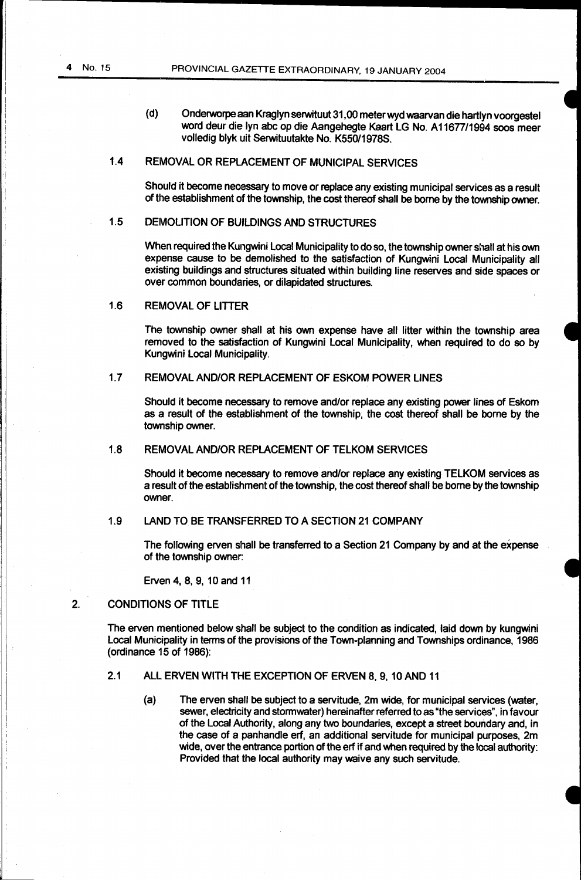(d) Onderworpe aan Kraglyn serwituut 31,00 meter wyd waarvan die hartlyn voorgestel word deur die lyn abc op die Aangehegte Kaart LG No. A11677/1994 soos meer volledig blyk uit Serwituutakte No. K550/1978S.

### 1.4 REMOVAL OR REPLACEMENT OF MUNICIPAL SERVICES

Should it become necessary to move or replace any existing municipal services as a result of the establishment of the township, the cost thereof shall be borne by the township owner.

### 1.5 DEMOLITION OF BUILDINGS AND STRUCTURES

When required the Kungwini Local Municipality to do so, the township owner shall at his own expense cause to be demolished to the satisfaction of Kungwini Local Municipality all existing buildings and structures situated within building line reserves and side spaces or over common boundaries, or dilapidated structures.

### 1.6 REMOVAL OF LITTER

The township owner shall at his own expense have all litter within the township area removed to the satisfaction of Kungwini Local Municipality, when required to do so by Kungwini Local Municipality.

### 1.7 REMOVAL AND/OR REPLACEMENT OF ESKOM POWER LINES

Should it become necessary to remove and/or replace any existing power lines of Eskom as a result of the establishment of the township, the cost thereof shall be borne by the township owner.

### 1.8 REMOVAL AND/OR REPLACEMENT OF TELKOM SERVICES

Should it become necessary to remove and/or replace any existing TELKOM services as a result of the establishment of the township, the cost thereof shall be borne by the township owner.

### 1.9 LAND TO BE TRANSFERRED TO A SECTION 21 COMPANY

The following erven shall be transferred to a Section 21 Company by and at the expense of the township owner:

Erven 4, 8, 9, 10 and 11

## 2. CONDITIONS OF TITLE

The erven mentioned below shall be subject to the condition as indicated, laid down by kungwini Local Municipality in terms of the provisions of the Town-planning and Townships ordinance, 1986 (ordinance 15 of 1986):

### 2.1 ALL ERVEN WITH THE EXCEPTION OF ERVEN 8, 9, 10 AND 11

(a) The erven shall be subject to a servitude, 2m wide, for municipal services (water, sewer, electricity and stormwater) hereinafter referred to as "the services", in favour of the Local Authority, along any two boundaries, except a street boundary and, in the case of a panhandle erf, an additional servitude for municipal purposes, 2m wide, over the entrance portion of the erf if and when required by the local authority: Provided that the local authority may waive any such servitude.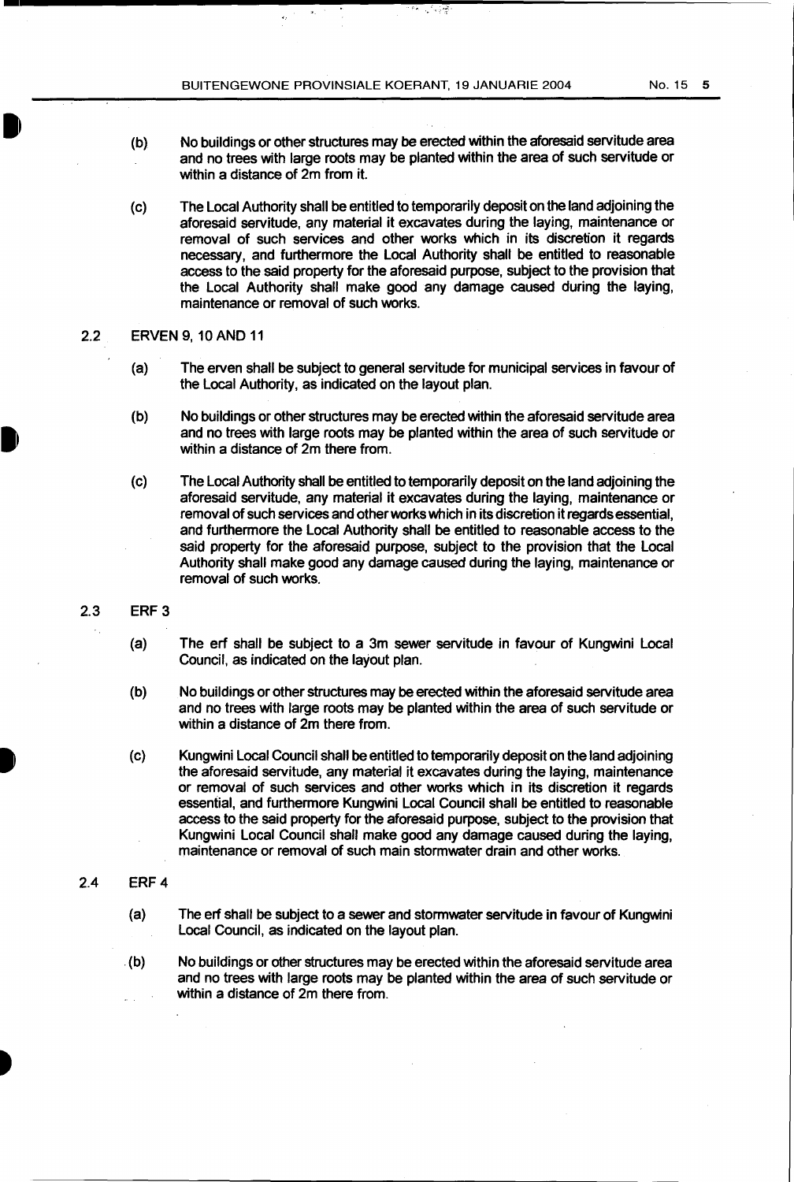(b) No buildings or other structures may be erected within the aforesaid servitude area and no trees with large roots may be planted within the area of such servitude or within a distance of 2m from it.

(c) The Local Authority shall be entitled to temporarily deposit on the land adjoining the aforesaid servitude, any material it excavates during the laying, maintenance or removal of such services and other works which in its discretion it regards necessary, and furthermore the Local Authority shall be entitled to reasonable access to the said property for the aforesaid purpose, subject to the provision that the Local Authority shall make good any damage caused during the laying, maintenance or removal of such works.

2.2 ERVEN 9, 10 AND 11

(a) The erven shall be subject to general servitude for municipal services in favour of the Local Authority, as indicated on the layout plan.

(b) No buildings or other structures may be erected within the aforesaid servitude area and no trees with large roots may be planted within the area of such servitude or within a distance of 2m there from.

(c) The Local Authority shall be entitled to temporarily deposit on the land adjoining the aforesaid servitude, any material it excavates during the laying, maintenance or removal of such services and other works which in its discretion it regards essential, and furthermore the Local Authority shall be entitled to reasonable access to the said property for the aforesaid purpose, subject to the provision that the Local Authority shall make good any damage caused during the laying, maintenance or removal of such works.

2.3 ERF 3

(a) The erf shall be subject to a 3m sewer servitude in favour of Kungwini Local Council, as indicated on the layout plan.

(b) No buildings or other structures may be erected within the aforesaid servitude area and no trees with large roots may be planted within the area of such servitude or within a distance of 2m there from.

(c) Kungwini Local Council shall be entitled to temporarily deposit on the land adjoining the aforesaid servitude, any material it excavates during the laying, maintenance or removal of such services and other works which in its discretion it regards essential, and furthermore Kungwini Local Council shall be entitled to reasonable access to the said property for the aforesaid purpose, subject to the provision that Kungwini Local Council shall make good any damage caused during the laying, maintenance or removal of such main stormwater drain and other works.

2.4 ERF 4

(a) The erf shall be subject to a sewer and stormwater servitude in favour of Kungwini Local Council, as indicated on the layout plan.

(b) No buildings or other structures may be erected within the aforesaid servitude area and no trees with large roots may be planted within the area of such servitude or within a distance of 2m there from.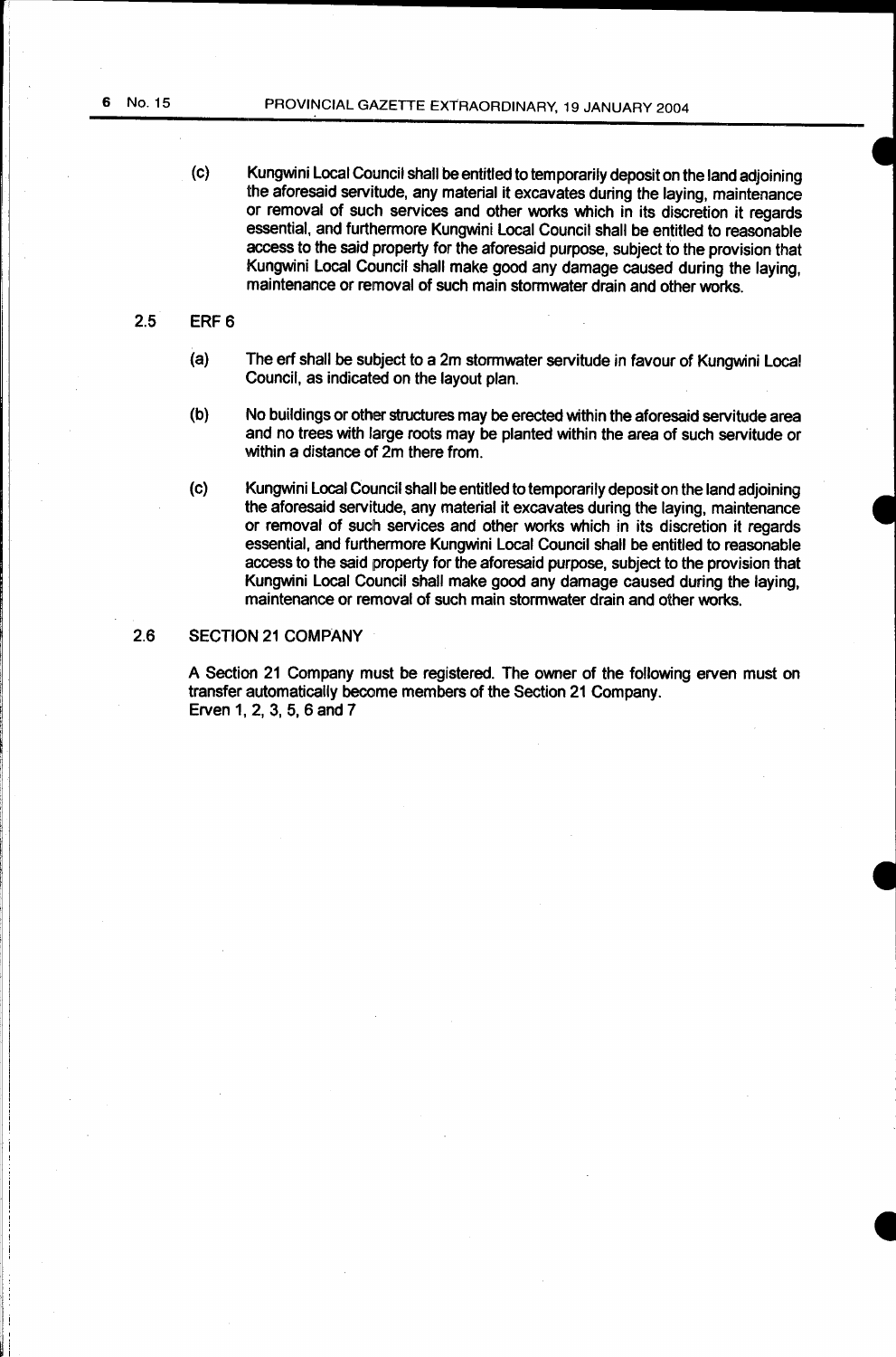(c) Kungwini Local Council shall be entitled to temporarily deposit on the land adjoining the aforesaid servitude, any material it excavates during the laying, maintenance or removal of such services and other works which in its discretion it regards essential, and furthermore Kungwini Local Council shall be entitled to reasonable access to the said property for the aforesaid purpose, subject to the provision that Kungwini Local Council shall make good any damage caused during the laying, maintenance or removal of such main stormwater drain and other works.

2.5 ERF 6

(a) The erf shall be subject to a 2m stormwater servitude in favour of Kungwini Local Council, as indicated on the layout plan.

(b) No buildings or other structures may be erected within the aforesaid servitude area and no trees with large roots may be planted within the area of such servitude or within a distance of 2m there from.

(c) Kungwini Local Council shall be entitled to temporarily deposit on the land adjoining the aforesaid servitude, any material it excavates during the laying, maintenance or removal of such services and other works which in its discretion it regards essential, and furthermore Kungwini Local Council shall be entitled to reasonable access to the said property for the aforesaid purpose, subject to the provision that Kungwini Local Council shall make good any damage caused during the laying, maintenance or removal of such main stormwater drain and other works.

2.6 SECTION 21 COMPANY

A Section 21 Company must be registered. The owner of the following erven must on transfer automatically become members of the Section 21 Company.
Erven 1, 2, 3, 5, 6 and 7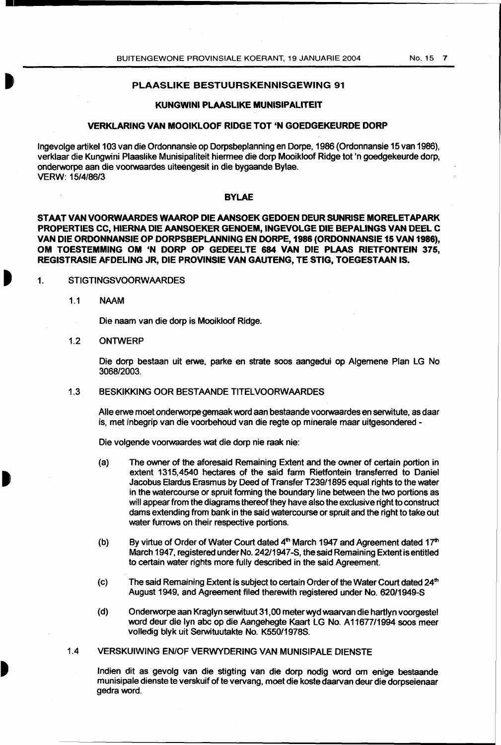## PLAASLIKE BESTUURSKENNISGEWING 91

### KUNGWINI PLAASLIKE MUNISIPALITEIT

### VERKLARING VAN MOOIKLOOF RIDGE TOT 'N GOEDGEKEURDE DORP

Ingevolge artikel 103 van die Ordonnansie op Dorpsbeplanning en Dorpe, 1986 (Ordonnansie 15 van 1986), verklaar die Kungwini Plaaslike Munisipaliteit hiermee die dorp Mooikloof Ridge tot 'n goedgekeurde dorp, onderworpe aan die voorwaardes uiteengesit in die bygaande Bylae.
VERW: 15/4/86/3

### BYLAE

**STAAT VAN VOORWAARDES WAAROP DIE AANSOEK GEDOEN DEUR SUNRISE MORELETAPARK PROPERTIES CC, HIERNA DIE AANSOEKER GENOEM, INGEVOLGE DIE BEPALINGS VAN DEEL C VAN DIE ORDONNANSIE OP DORPSBEPLANNING EN DORPE, 1986 (ORDONNANSIE 15 VAN 1986), OM TOESTEMMING OM 'N DORP OP GEDEELTE 684 VAN DIE PLAAS RIETFONTEIN 375, REGISTRASIE AFDELING JR, DIE PROVINSIE VAN GAUTENG, TE STIG, TOEGESTAAN IS.**

1. STIGTINGSVOORWAARDES

 1.1 NAAM

 Die naam van die dorp is Mooikloof Ridge.

 1.2 ONTWERP

 Die dorp bestaan uit erwe, parke en strate soos aangedui op Algemene Plan LG No 3068/2003.

 1.3 BESKIKKING OOR BESTAANDE TITELVOORWAARDES

 Alle erwe moet onderworpe gemaak word aan bestaande voorwaardes en serwitute, as daar is, met inbegrip van die voorbehoud van die regte op minerale maar uitgesonderd -

 Die volgende voorwaardes wat die dorp nie raak nie:

 (a) The owner of the aforesaid Remaining Extent and the owner of certain portion in extent 1315,4540 hectares of the said farm Rietfontein transferred to Daniel Jacobus Elardus Erasmus by Deed of Transfer T239/1895 equal rights to the water in the watercourse or spruit forming the boundary line between the two portions as will appear from the diagrams thereof they have also the exclusive right to construct dams extending from bank in the said watercourse or spruit and the right to take out water furrows on their respective portions.

 (b) By virtue of Order of Water Court dated 4th March 1947 and Agreement dated 17th March 1947, registered under No. 242/1947-S, the said Remaining Extent is entitled to certain water rights more fully described in the said Agreement.

 (c) The said Remaining Extent is subject to certain Order of the Water Court dated 24th August 1949, and Agreement filed therewith registered under No. 620/1949-S

 (d) Onderworpe aan Kraglyn serwituut 31,00 meter wyd waarvan die hartlyn voorgestel word deur die lyn abc op die Aangehegte Kaart LG No. A11677/1994 soos meer volledig blyk uit Serwituutakte No. K550/1978S.

 1.4 VERSKUIWING EN/OF VERWYDERING VAN MUNISIPALE DIENSTE

 Indien dit as gevolg van die stigting van die dorp nodig word om enige bestaande munisipale dienste te verskuif of te vervang, moet die koste daarvan deur die dorpseienaar gedra word.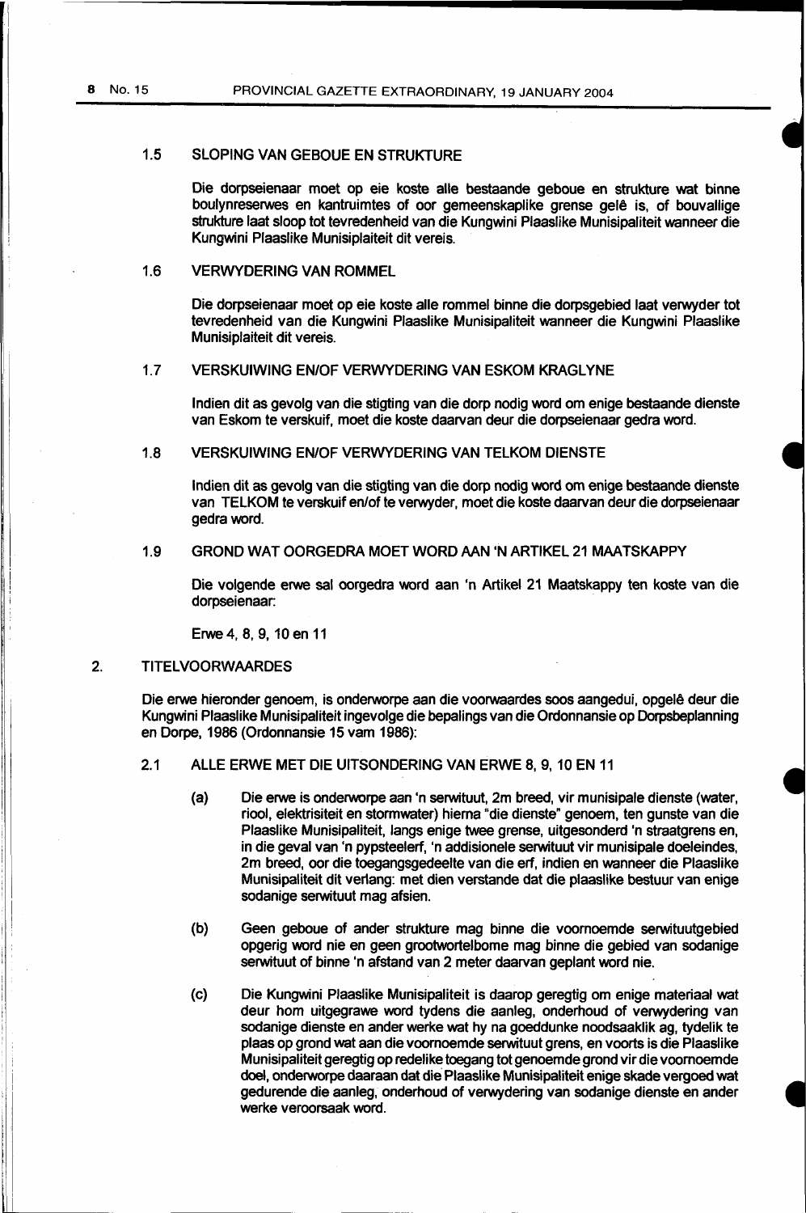### 1.5 SLOPING VAN GEBOUE EN STRUKTURE

Die dorpseienaar moet op eie koste alle bestaande geboue en strukture wat binne boulynreserwes en kantruimtes of oor gemeenskaplike grense gelê is, of bouvallige strukture laat sloop tot tevredenheid van die Kungwini Plaaslike Munisipaliteit wanneer die Kungwini Plaaslike Munisiplaiteit dit vereis.

### 1.6 VERWYDERING VAN ROMMEL

Die dorpseienaar moet op eie koste alle rommel binne die dorpsgebied laat verwyder tot tevredenheid van die Kungwini Plaaslike Munisipaliteit wanneer die Kungwini Plaaslike Munisiplaiteit dit vereis.

### 1.7 VERSKUIWING EN/OF VERWYDERING VAN ESKOM KRAGLYNE

Indien dit as gevolg van die stigting van die dorp nodig word om enige bestaande dienste van Eskom te verskuif, moet die koste daarvan deur die dorpseienaar gedra word.

### 1.8 VERSKUIWING EN/OF VERWYDERING VAN TELKOM DIENSTE

Indien dit as gevolg van die stigting van die dorp nodig word om enige bestaande dienste van TELKOM te verskuif en/of te verwyder, moet die koste daarvan deur die dorpseienaar gedra word.

### 1.9 GROND WAT OORGEDRA MOET WORD AAN 'N ARTIKEL 21 MAATSKAPPY

Die volgende erwe sal oorgedra word aan 'n Artikel 21 Maatskappy ten koste van die dorpseienaar:

Erwe 4, 8, 9, 10 en 11

## 2. TITELVOORWAARDES

Die erwe hieronder genoem, is onderworpe aan die voorwaardes soos aangedui, opgelê deur die Kungwini Plaaslike Munisipaliteit ingevolge die bepalings van die Ordonnansie op Dorpsbeplanning en Dorpe, 1986 (Ordonnansie 15 vam 1986):

### 2.1 ALLE ERWE MET DIE UITSONDERING VAN ERWE 8, 9, 10 EN 11

(a) Die erwe is onderworpe aan 'n serwituut, 2m breed, vir munisipale dienste (water, riool, elektrisiteit en stormwater) hierna "die dienste" genoem, ten gunste van die Plaaslike Munisipaliteit, langs enige twee grense, uitgesonderd 'n straatgrens en, in die geval van 'n pypsteelerf, 'n addisionele serwituut vir munisipale doeleindes, 2m breed, oor die toegangsgedeelte van die erf, indien en wanneer die Plaaslike Munisipaliteit dit verlang: met dien verstande dat die plaaslike bestuur van enige sodanige serwituut mag afsien.

(b) Geen geboue of ander strukture mag binne die voornoemde serwituutgebied opgerig word nie en geen grootwortelbome mag binne die gebied van sodanige serwituut of binne 'n afstand van 2 meter daarvan geplant word nie.

(c) Die Kungwini Plaaslike Munisipaliteit is daarop geregtig om enige materiaal wat deur hom uitgegrawe word tydens die aanleg, onderhoud of verwydering van sodanige dienste en ander werke wat hy na goeddunke noodsaaklik ag, tydelik te plaas op grond wat aan die voornoemde serwituut grens, en voorts is die Plaaslike Munisipaliteit geregtig op redelike toegang tot genoemde grond vir die voornoemde doel, onderworpe daaraan dat die Plaaslike Munisipaliteit enige skade vergoed wat gedurende die aanleg, onderhoud of verwydering van sodanige dienste en ander werke veroorsaak word.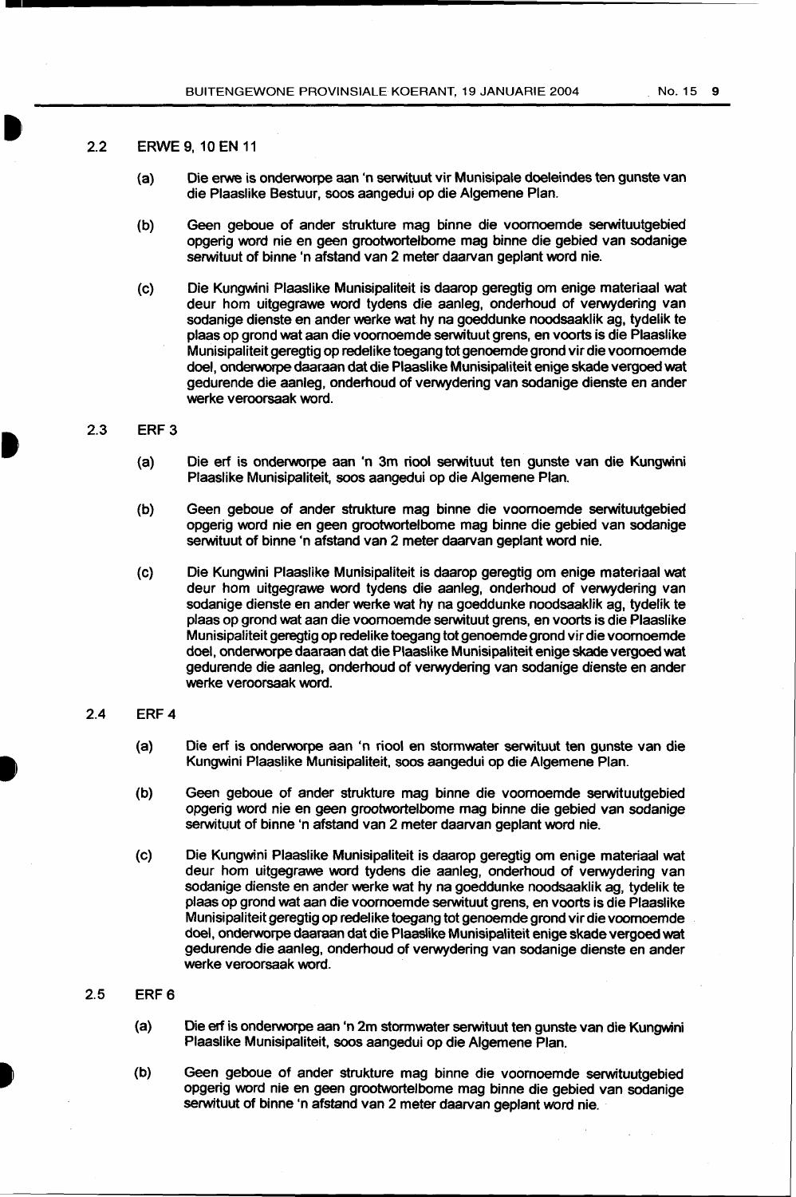## 2.2 ERWE 9, 10 EN 11

(a) Die erwe is onderworpe aan 'n serwituut vir Munisipale doeleindes ten gunste van die Plaaslike Bestuur, soos aangedui op die Algemene Plan.

(b) Geen geboue of ander strukture mag binne die voornoemde serwituutgebied opgerig word nie en geen grootwortelbome mag binne die gebied van sodanige serwituut of binne 'n afstand van 2 meter daarvan geplant word nie.

(c) Die Kungwini Plaaslike Munisipaliteit is daarop geregtig om enige materiaal wat deur hom uitgegrawe word tydens die aanleg, onderhoud of verwydering van sodanige dienste en ander werke wat hy na goeddunke noodsaaklik ag, tydelik te plaas op grond wat aan die voornoemde serwituut grens, en voorts is die Plaaslike Munisipaliteit geregtig op redelike toegang tot genoemde grond vir die voornoemde doel, onderworpe daaraan dat die Plaaslike Munisipaliteit enige skade vergoed wat gedurende die aanleg, onderhoud of verwydering van sodanige dienste en ander werke veroorsaak word.

## 2.3 ERF 3

(a) Die erf is onderworpe aan 'n 3m riool serwituut ten gunste van die Kungwini Plaaslike Munisipaliteit, soos aangedui op die Algemene Plan.

(b) Geen geboue of ander strukture mag binne die voornoemde serwituutgebied opgerig word nie en geen grootwortelbome mag binne die gebied van sodanige serwituut of binne 'n afstand van 2 meter daarvan geplant word nie.

(c) Die Kungwini Plaaslike Munisipaliteit is daarop geregtig om enige materiaal wat deur hom uitgegrawe word tydens die aanleg, onderhoud of verwydering van sodanige dienste en ander werke wat hy na goeddunke noodsaaklik ag, tydelik te plaas op grond wat aan die voornoemde serwituut grens, en voorts is die Plaaslike Munisipaliteit geregtig op redelike toegang tot genoemde grond vir die voornoemde doel, onderworpe daaraan dat die Plaaslike Munisipaliteit enige skade vergoed wat gedurende die aanleg, onderhoud of verwydering van sodanige dienste en ander werke veroorsaak word.

## 2.4 ERF 4

(a) Die erf is onderworpe aan 'n riool en stormwater serwituut ten gunste van die Kungwini Plaaslike Munisipaliteit, soos aangedui op die Algemene Plan.

(b) Geen geboue of ander strukture mag binne die voornoemde serwituutgebied opgerig word nie en geen grootwortelbome mag binne die gebied van sodanige serwituut of binne 'n afstand van 2 meter daarvan geplant word nie.

(c) Die Kungwini Plaaslike Munisipaliteit is daarop geregtig om enige materiaal wat deur hom uitgegrawe word tydens die aanleg, onderhoud of verwydering van sodanige dienste en ander werke wat hy na goeddunke noodsaaklik ag, tydelik te plaas op grond wat aan die voornoemde serwituut grens, en voorts is die Plaaslike Munisipaliteit geregtig op redelike toegang tot genoemde grond vir die voornoemde doel, onderworpe daaraan dat die Plaaslike Munisipaliteit enige skade vergoed wat gedurende die aanleg, onderhoud of verwydering van sodanige dienste en ander werke veroorsaak word.

## 2.5 ERF 6

(a) Die erf is onderworpe aan 'n 2m stormwater serwituut ten gunste van die Kungwini Plaaslike Munisipaliteit, soos aangedui op die Algemene Plan.

(b) Geen geboue of ander strukture mag binne die voornoemde serwituutgebied opgerig word nie en geen grootwortelbome mag binne die gebied van sodanige serwituut of binne 'n afstand van 2 meter daarvan geplant word nie.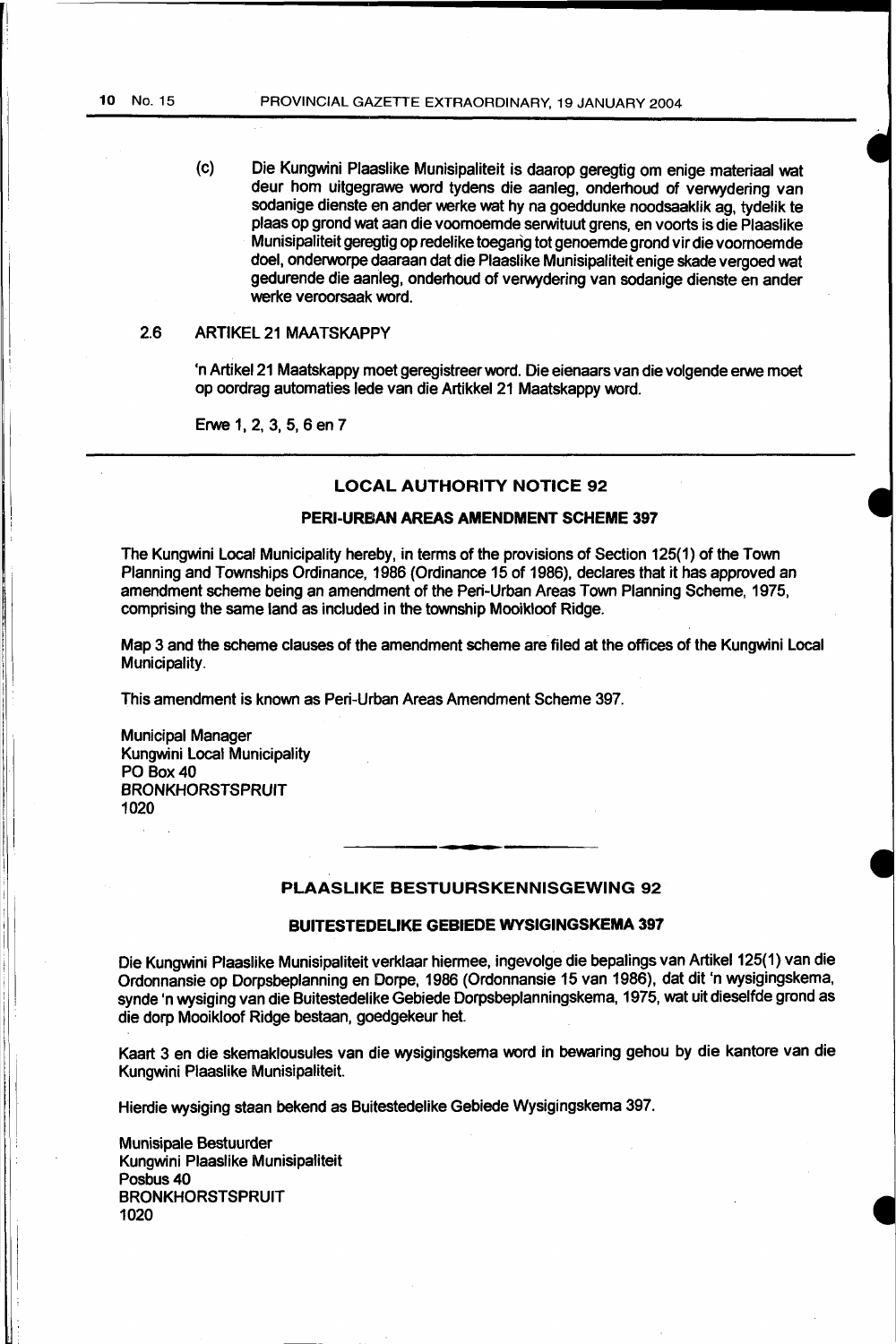(c) Die Kungwini Plaaslike Munisipaliteit is daarop geregtig om enige materiaal wat deur hom uitgegrawe word tydens die aanleg, onderhoud of verwydering van sodanige dienste en ander werke wat hy na goeddunke noodsaaklik ag, tydelik te plaas op grond wat aan die voornoemde serwituut grens, en voorts is die Plaaslike Munisipaliteit geregtig op redelike toegang tot genoemde grond vir die voornoemde doel, onderworpe daaraan dat die Plaaslike Munisipaliteit enige skade vergoed wat gedurende die aanleg, onderhoud of verwydering van sodanige dienste en ander werke veroorsaak word.

2.6 ARTIKEL 21 MAATSKAPPY

'n Artikel 21 Maatskappy moet geregistreer word. Die eienaars van die volgende erwe moet op oordrag automaties lede van die Artikkel 21 Maatskappy word.

Erwe 1, 2, 3, 5, 6 en 7

---

## LOCAL AUTHORITY NOTICE 92

### PERI-URBAN AREAS AMENDMENT SCHEME 397

The Kungwini Local Municipality hereby, in terms of the provisions of Section 125(1) of the Town Planning and Townships Ordinance, 1986 (Ordinance 15 of 1986), declares that it has approved an amendment scheme being an amendment of the Peri-Urban Areas Town Planning Scheme, 1975, comprising the same land as included in the township Mooikloof Ridge.

Map 3 and the scheme clauses of the amendment scheme are filed at the offices of the Kungwini Local Municipality.

This amendment is known as Peri-Urban Areas Amendment Scheme 397.

Municipal Manager
Kungwini Local Municipality
PO Box 40
BRONKHORSTSPRUIT
1020

---

## PLAASLIKE BESTUURSKENNISGEWING 92

### BUITESTEDELIKE GEBIEDE WYSIGINGSKEMA 397

Die Kungwini Plaaslike Munisipaliteit verklaar hiermee, ingevolge die bepalings van Artikel 125(1) van die Ordonnansie op Dorpsbeplanning en Dorpe, 1986 (Ordonnansie 15 van 1986), dat dit 'n wysigingskema, synde 'n wysiging van die Buitestedelike Gebiede Dorpsbeplanningskema, 1975, wat uit dieselfde grond as die dorp Mooikloof Ridge bestaan, goedgekeur het.

Kaart 3 en die skemaklousules van die wysigingskema word in bewaring gehou by die kantore van die Kungwini Plaaslike Munisipaliteit.

Hierdie wysiging staan bekend as Buitestedelike Gebiede Wysigingskema 397.

Munisipale Bestuurder
Kungwini Plaaslike Munisipaliteit
Posbus 40
BRONKHORSTSPRUIT
1020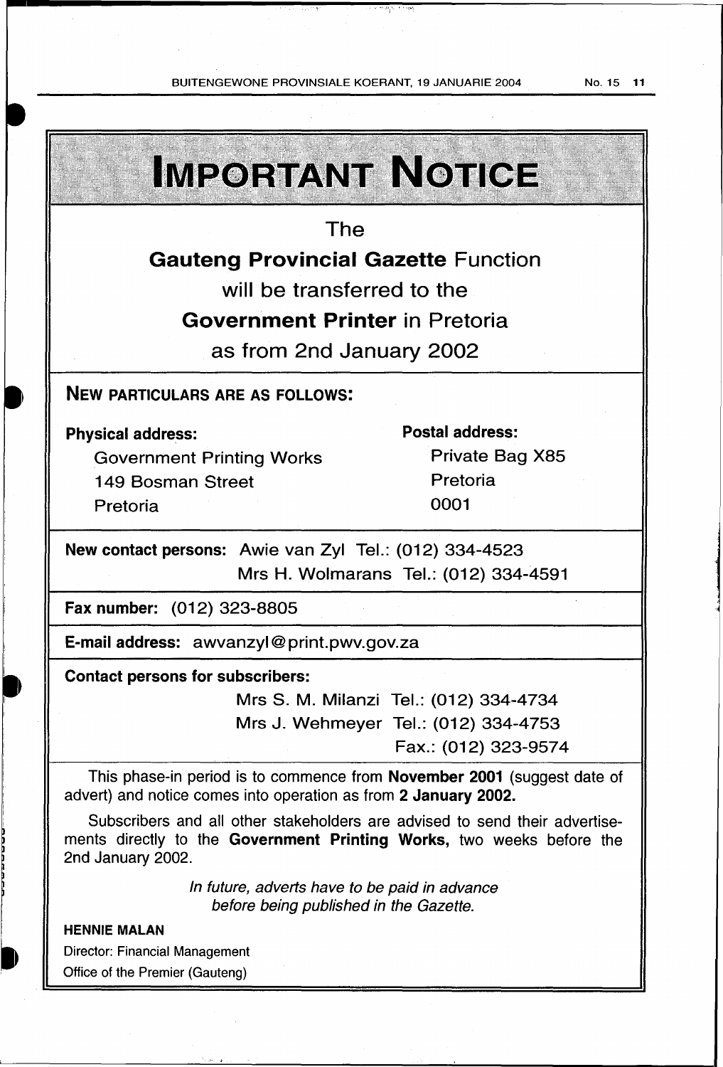# IMPORTANT NOTICE

The

**Gauteng Provincial Gazette** Function

will be transferred to the

**Government Printer** in Pretoria

as from 2nd January 2002

## NEW PARTICULARS ARE AS FOLLOWS:

**Physical address:**
Government Printing Works
149 Bosman Street
Pretoria

**Postal address:**
Private Bag X85
Pretoria
0001

**New contact persons:** Awie van Zyl Tel.: (012) 334-4523
Mrs H. Wolmarans Tel.: (012) 334-4591

**Fax number:** (012) 323-8805

**E-mail address:** awvanzyl@print.pwv.gov.za

**Contact persons for subscribers:**
Mrs S. M. Milanzi Tel.: (012) 334-4734
Mrs J. Wehmeyer Tel.: (012) 334-4753
Fax.: (012) 323-9574

This phase-in period is to commence from **November 2001** (suggest date of advert) and notice comes into operation as from **2 January 2002.**

Subscribers and all other stakeholders are advised to send their advertisements directly to the **Government Printing Works,** two weeks before the 2nd January 2002.

*In future, adverts have to be paid in advance before being published in the Gazette.*

**HENNIE MALAN**
Director: Financial Management
Office of the Premier (Gauteng)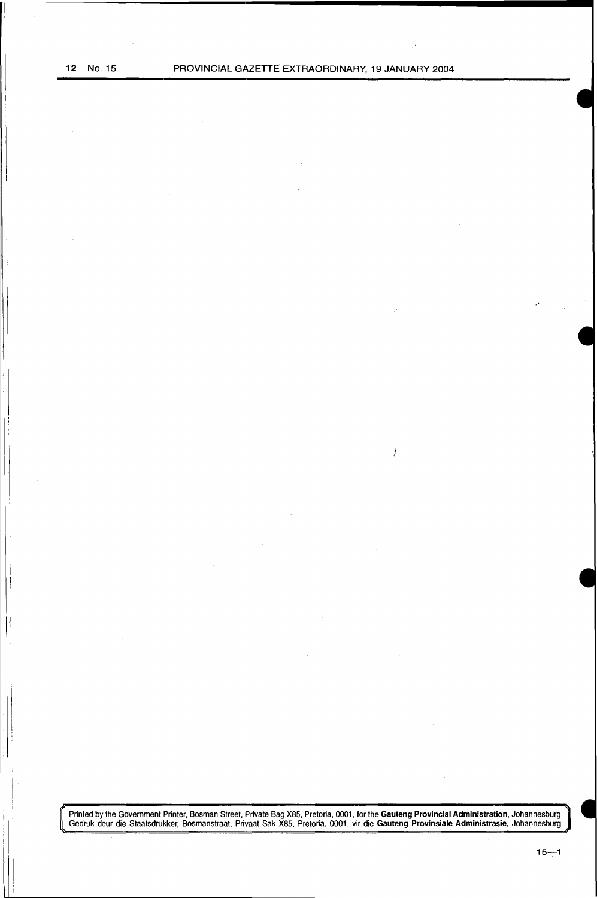Printed by the Government Printer, Bosman Street, Private Bag X85, Pretoria, 0001, for the **Gauteng Provincial Administration**, Johannesburg
Gedruk deur die Staatsdrukker, Bosmanstraat, Privaat Sak X85, Pretoria, 0001, vir die **Gauteng Provinsiale Administrasie**, Johannesburg

15—1